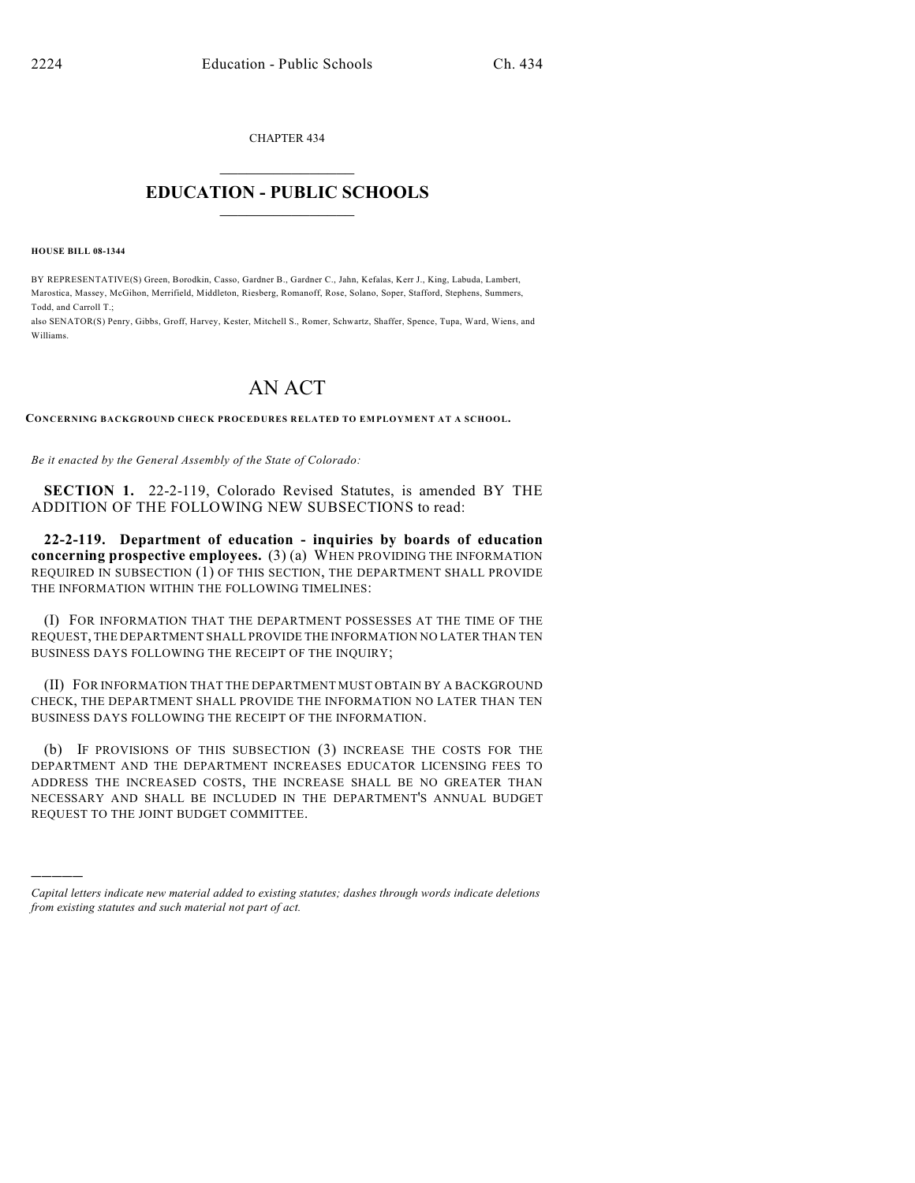CHAPTER 434

# EDUCATION - PUBLIC SCHOOLS

**HOUSE BILL 08-1344**

BY REPRESENTATIVE(S) Green, Borodkin, Casso, Gardner B., Gardner C., Jahn, Kefalas, Kerr J., King, Labuda, Lambert, Marostica, Massey, McGihon, Merrifield, Middleton, Riesberg, Romanoff, Rose, Solano, Soper, Stafford, Stephens, Summers, Todd, and Carroll T.;
also SENATOR(S) Penry, Gibbs, Groff, Harvey, Kester, Mitchell S., Romer, Schwartz, Shaffer, Spence, Tupa, Ward, Wiens, and Williams.

# AN ACT

**CONCERNING BACKGROUND CHECK PROCEDURES RELATED TO EMPLOYMENT AT A SCHOOL.**

*Be it enacted by the General Assembly of the State of Colorado:*

**SECTION 1.** 22-2-119, Colorado Revised Statutes, is amended BY THE ADDITION OF THE FOLLOWING NEW SUBSECTIONS to read:

**22-2-119. Department of education - inquiries by boards of education concerning prospective employees.** (3) (a) WHEN PROVIDING THE INFORMATION REQUIRED IN SUBSECTION (1) OF THIS SECTION, THE DEPARTMENT SHALL PROVIDE THE INFORMATION WITHIN THE FOLLOWING TIMELINES:

(I) FOR INFORMATION THAT THE DEPARTMENT POSSESSES AT THE TIME OF THE REQUEST, THE DEPARTMENT SHALL PROVIDE THE INFORMATION NO LATER THAN TEN BUSINESS DAYS FOLLOWING THE RECEIPT OF THE INQUIRY;

(II) FOR INFORMATION THAT THE DEPARTMENT MUST OBTAIN BY A BACKGROUND CHECK, THE DEPARTMENT SHALL PROVIDE THE INFORMATION NO LATER THAN TEN BUSINESS DAYS FOLLOWING THE RECEIPT OF THE INFORMATION.

(b) IF PROVISIONS OF THIS SUBSECTION (3) INCREASE THE COSTS FOR THE DEPARTMENT AND THE DEPARTMENT INCREASES EDUCATOR LICENSING FEES TO ADDRESS THE INCREASED COSTS, THE INCREASE SHALL BE NO GREATER THAN NECESSARY AND SHALL BE INCLUDED IN THE DEPARTMENT'S ANNUAL BUDGET REQUEST TO THE JOINT BUDGET COMMITTEE.

---

*Capital letters indicate new material added to existing statutes; dashes through words indicate deletions from existing statutes and such material not part of act.*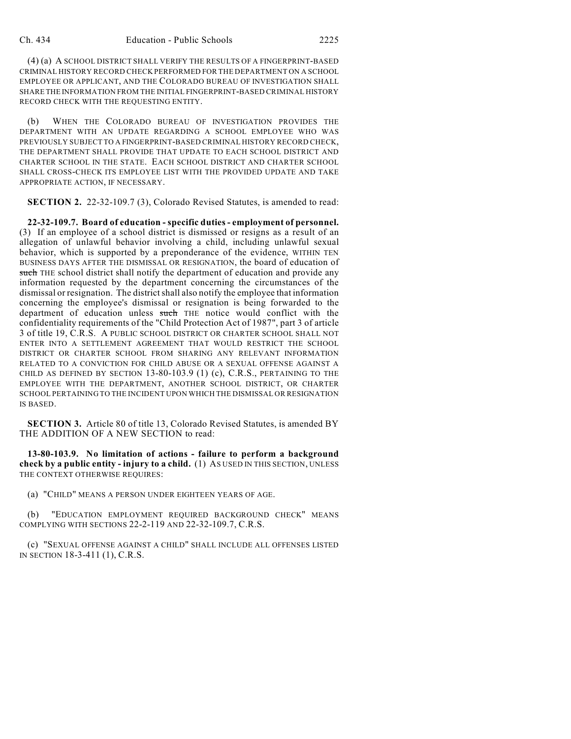(4) (a) A SCHOOL DISTRICT SHALL VERIFY THE RESULTS OF A FINGERPRINT-BASED CRIMINAL HISTORY RECORD CHECK PERFORMED FOR THE DEPARTMENT ON A SCHOOL EMPLOYEE OR APPLICANT, AND THE COLORADO BUREAU OF INVESTIGATION SHALL SHARE THE INFORMATION FROM THE INITIAL FINGERPRINT-BASED CRIMINAL HISTORY RECORD CHECK WITH THE REQUESTING ENTITY.

(b) WHEN THE COLORADO BUREAU OF INVESTIGATION PROVIDES THE DEPARTMENT WITH AN UPDATE REGARDING A SCHOOL EMPLOYEE WHO WAS PREVIOUSLY SUBJECT TO A FINGERPRINT-BASED CRIMINAL HISTORY RECORD CHECK, THE DEPARTMENT SHALL PROVIDE THAT UPDATE TO EACH SCHOOL DISTRICT AND CHARTER SCHOOL IN THE STATE. EACH SCHOOL DISTRICT AND CHARTER SCHOOL SHALL CROSS-CHECK ITS EMPLOYEE LIST WITH THE PROVIDED UPDATE AND TAKE APPROPRIATE ACTION, IF NECESSARY.

**SECTION 2.** 22-32-109.7 (3), Colorado Revised Statutes, is amended to read:

**22-32-109.7. Board of education - specific duties - employment of personnel.** (3) If an employee of a school district is dismissed or resigns as a result of an allegation of unlawful behavior involving a child, including unlawful sexual behavior, which is supported by a preponderance of the evidence, WITHIN TEN BUSINESS DAYS AFTER THE DISMISSAL OR RESIGNATION, the board of education of ~~such~~ THE school district shall notify the department of education and provide any information requested by the department concerning the circumstances of the dismissal or resignation. The district shall also notify the employee that information concerning the employee's dismissal or resignation is being forwarded to the department of education unless ~~such~~ THE notice would conflict with the confidentiality requirements of the "Child Protection Act of 1987", part 3 of article 3 of title 19, C.R.S. A PUBLIC SCHOOL DISTRICT OR CHARTER SCHOOL SHALL NOT ENTER INTO A SETTLEMENT AGREEMENT THAT WOULD RESTRICT THE SCHOOL DISTRICT OR CHARTER SCHOOL FROM SHARING ANY RELEVANT INFORMATION RELATED TO A CONVICTION FOR CHILD ABUSE OR A SEXUAL OFFENSE AGAINST A CHILD AS DEFINED BY SECTION 13-80-103.9 (1) (c), C.R.S., PERTAINING TO THE EMPLOYEE WITH THE DEPARTMENT, ANOTHER SCHOOL DISTRICT, OR CHARTER SCHOOL PERTAINING TO THE INCIDENT UPON WHICH THE DISMISSAL OR RESIGNATION IS BASED.

**SECTION 3.** Article 80 of title 13, Colorado Revised Statutes, is amended BY THE ADDITION OF A NEW SECTION to read:

**13-80-103.9. No limitation of actions - failure to perform a background check by a public entity - injury to a child.** (1) AS USED IN THIS SECTION, UNLESS THE CONTEXT OTHERWISE REQUIRES:

(a) "CHILD" MEANS A PERSON UNDER EIGHTEEN YEARS OF AGE.

(b) "EDUCATION EMPLOYMENT REQUIRED BACKGROUND CHECK" MEANS COMPLYING WITH SECTIONS 22-2-119 AND 22-32-109.7, C.R.S.

(c) "SEXUAL OFFENSE AGAINST A CHILD" SHALL INCLUDE ALL OFFENSES LISTED IN SECTION 18-3-411 (1), C.R.S.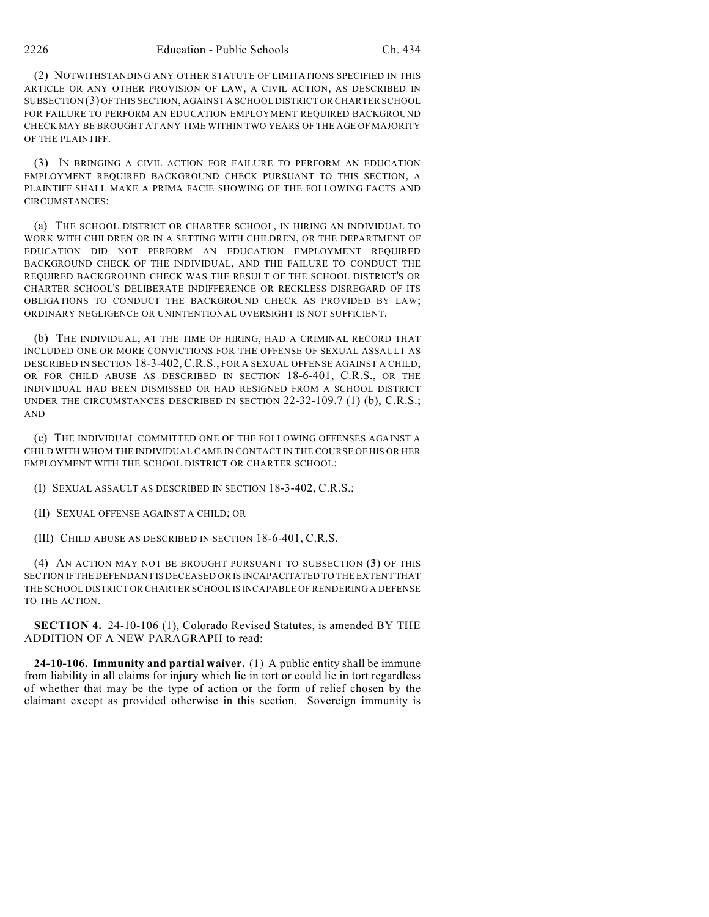(2) NOTWITHSTANDING ANY OTHER STATUTE OF LIMITATIONS SPECIFIED IN THIS ARTICLE OR ANY OTHER PROVISION OF LAW, A CIVIL ACTION, AS DESCRIBED IN SUBSECTION (3) OF THIS SECTION, AGAINST A SCHOOL DISTRICT OR CHARTER SCHOOL FOR FAILURE TO PERFORM AN EDUCATION EMPLOYMENT REQUIRED BACKGROUND CHECK MAY BE BROUGHT AT ANY TIME WITHIN TWO YEARS OF THE AGE OF MAJORITY OF THE PLAINTIFF.

(3) IN BRINGING A CIVIL ACTION FOR FAILURE TO PERFORM AN EDUCATION EMPLOYMENT REQUIRED BACKGROUND CHECK PURSUANT TO THIS SECTION, A PLAINTIFF SHALL MAKE A PRIMA FACIE SHOWING OF THE FOLLOWING FACTS AND CIRCUMSTANCES:

(a) THE SCHOOL DISTRICT OR CHARTER SCHOOL, IN HIRING AN INDIVIDUAL TO WORK WITH CHILDREN OR IN A SETTING WITH CHILDREN, OR THE DEPARTMENT OF EDUCATION DID NOT PERFORM AN EDUCATION EMPLOYMENT REQUIRED BACKGROUND CHECK OF THE INDIVIDUAL, AND THE FAILURE TO CONDUCT THE REQUIRED BACKGROUND CHECK WAS THE RESULT OF THE SCHOOL DISTRICT'S OR CHARTER SCHOOL'S DELIBERATE INDIFFERENCE OR RECKLESS DISREGARD OF ITS OBLIGATIONS TO CONDUCT THE BACKGROUND CHECK AS PROVIDED BY LAW; ORDINARY NEGLIGENCE OR UNINTENTIONAL OVERSIGHT IS NOT SUFFICIENT.

(b) THE INDIVIDUAL, AT THE TIME OF HIRING, HAD A CRIMINAL RECORD THAT INCLUDED ONE OR MORE CONVICTIONS FOR THE OFFENSE OF SEXUAL ASSAULT AS DESCRIBED IN SECTION 18-3-402, C.R.S., FOR A SEXUAL OFFENSE AGAINST A CHILD, OR FOR CHILD ABUSE AS DESCRIBED IN SECTION 18-6-401, C.R.S., OR THE INDIVIDUAL HAD BEEN DISMISSED OR HAD RESIGNED FROM A SCHOOL DISTRICT UNDER THE CIRCUMSTANCES DESCRIBED IN SECTION 22-32-109.7 (1) (b), C.R.S.; AND

(c) THE INDIVIDUAL COMMITTED ONE OF THE FOLLOWING OFFENSES AGAINST A CHILD WITH WHOM THE INDIVIDUAL CAME IN CONTACT IN THE COURSE OF HIS OR HER EMPLOYMENT WITH THE SCHOOL DISTRICT OR CHARTER SCHOOL:

(I) SEXUAL ASSAULT AS DESCRIBED IN SECTION 18-3-402, C.R.S.;

(II) SEXUAL OFFENSE AGAINST A CHILD; OR

(III) CHILD ABUSE AS DESCRIBED IN SECTION 18-6-401, C.R.S.

(4) AN ACTION MAY NOT BE BROUGHT PURSUANT TO SUBSECTION (3) OF THIS SECTION IF THE DEFENDANT IS DECEASED OR IS INCAPACITATED TO THE EXTENT THAT THE SCHOOL DISTRICT OR CHARTER SCHOOL IS INCAPABLE OF RENDERING A DEFENSE TO THE ACTION.

**SECTION 4.** 24-10-106 (1), Colorado Revised Statutes, is amended BY THE ADDITION OF A NEW PARAGRAPH to read:

**24-10-106. Immunity and partial waiver.** (1) A public entity shall be immune from liability in all claims for injury which lie in tort or could lie in tort regardless of whether that may be the type of action or the form of relief chosen by the claimant except as provided otherwise in this section. Sovereign immunity is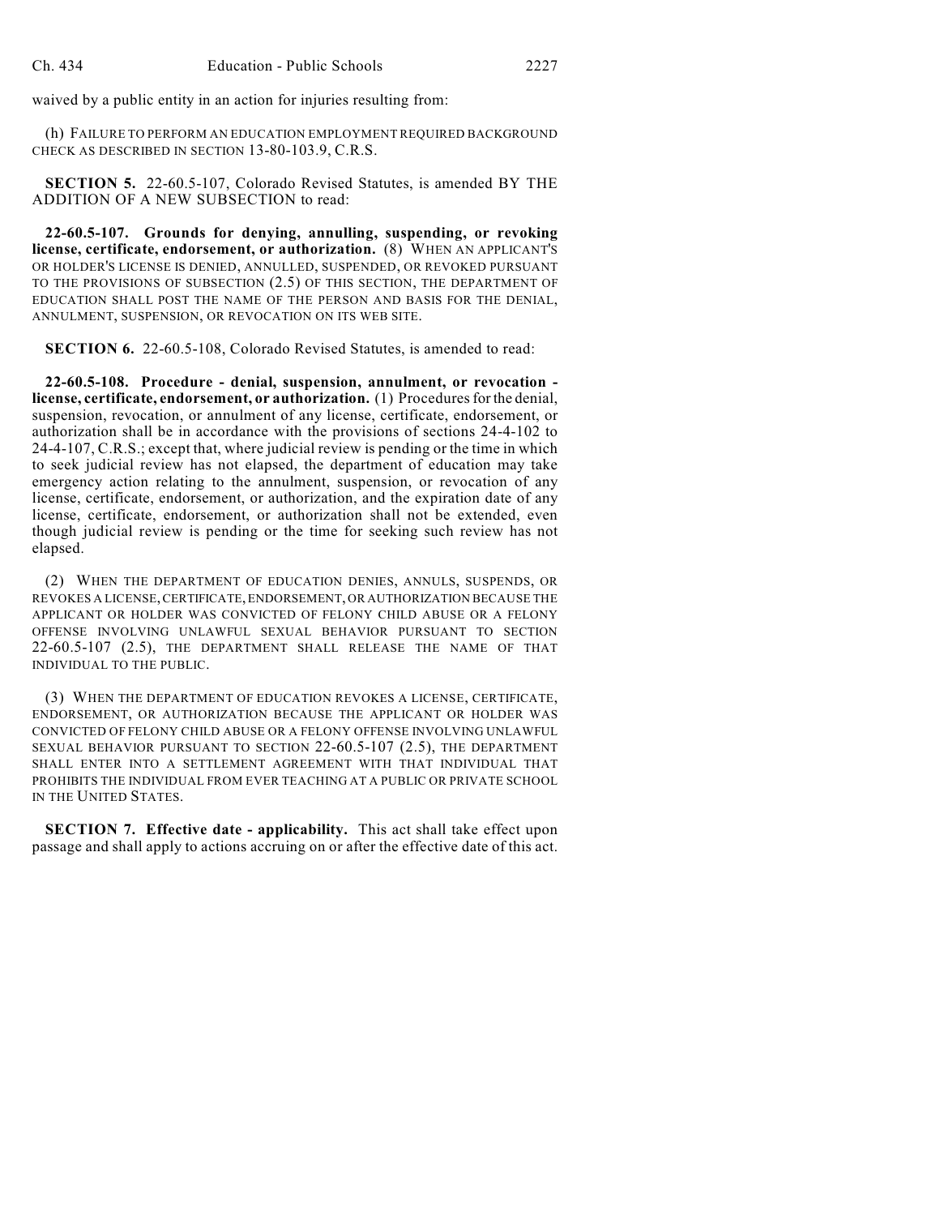waived by a public entity in an action for injuries resulting from:

(h) FAILURE TO PERFORM AN EDUCATION EMPLOYMENT REQUIRED BACKGROUND CHECK AS DESCRIBED IN SECTION 13-80-103.9, C.R.S.

**SECTION 5.** 22-60.5-107, Colorado Revised Statutes, is amended BY THE ADDITION OF A NEW SUBSECTION to read:

**22-60.5-107. Grounds for denying, annulling, suspending, or revoking license, certificate, endorsement, or authorization.** (8) WHEN AN APPLICANT'S OR HOLDER'S LICENSE IS DENIED, ANNULLED, SUSPENDED, OR REVOKED PURSUANT TO THE PROVISIONS OF SUBSECTION (2.5) OF THIS SECTION, THE DEPARTMENT OF EDUCATION SHALL POST THE NAME OF THE PERSON AND BASIS FOR THE DENIAL, ANNULMENT, SUSPENSION, OR REVOCATION ON ITS WEB SITE.

**SECTION 6.** 22-60.5-108, Colorado Revised Statutes, is amended to read:

**22-60.5-108. Procedure - denial, suspension, annulment, or revocation - license, certificate, endorsement, or authorization.** (1) Procedures for the denial, suspension, revocation, or annulment of any license, certificate, endorsement, or authorization shall be in accordance with the provisions of sections 24-4-102 to 24-4-107, C.R.S.; except that, where judicial review is pending or the time in which to seek judicial review has not elapsed, the department of education may take emergency action relating to the annulment, suspension, or revocation of any license, certificate, endorsement, or authorization, and the expiration date of any license, certificate, endorsement, or authorization shall not be extended, even though judicial review is pending or the time for seeking such review has not elapsed.

(2) WHEN THE DEPARTMENT OF EDUCATION DENIES, ANNULS, SUSPENDS, OR REVOKES A LICENSE, CERTIFICATE, ENDORSEMENT, OR AUTHORIZATION BECAUSE THE APPLICANT OR HOLDER WAS CONVICTED OF FELONY CHILD ABUSE OR A FELONY OFFENSE INVOLVING UNLAWFUL SEXUAL BEHAVIOR PURSUANT TO SECTION 22-60.5-107 (2.5), THE DEPARTMENT SHALL RELEASE THE NAME OF THAT INDIVIDUAL TO THE PUBLIC.

(3) WHEN THE DEPARTMENT OF EDUCATION REVOKES A LICENSE, CERTIFICATE, ENDORSEMENT, OR AUTHORIZATION BECAUSE THE APPLICANT OR HOLDER WAS CONVICTED OF FELONY CHILD ABUSE OR A FELONY OFFENSE INVOLVING UNLAWFUL SEXUAL BEHAVIOR PURSUANT TO SECTION 22-60.5-107 (2.5), THE DEPARTMENT SHALL ENTER INTO A SETTLEMENT AGREEMENT WITH THAT INDIVIDUAL THAT PROHIBITS THE INDIVIDUAL FROM EVER TEACHING AT A PUBLIC OR PRIVATE SCHOOL IN THE UNITED STATES.

**SECTION 7. Effective date - applicability.** This act shall take effect upon passage and shall apply to actions accruing on or after the effective date of this act.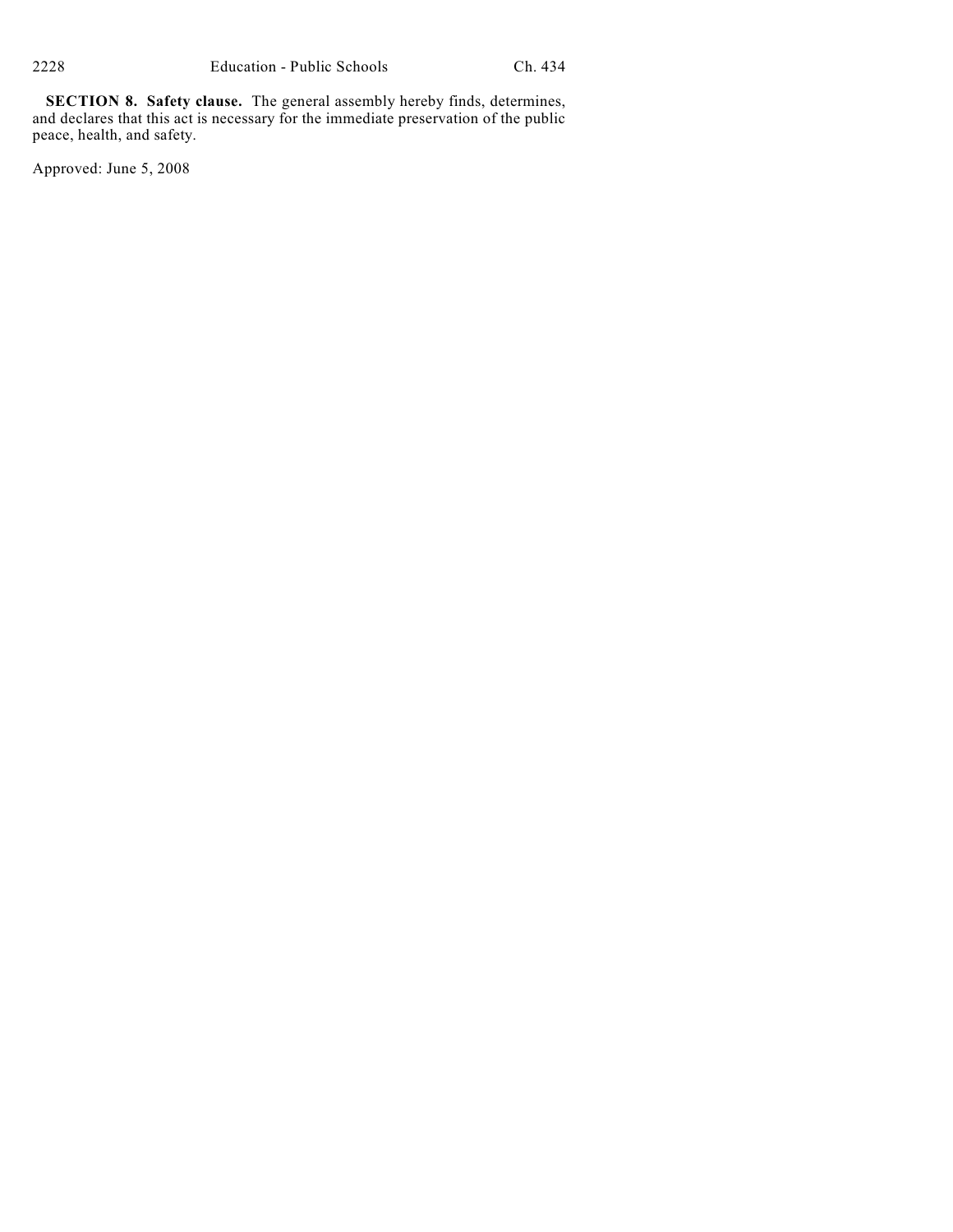**SECTION 8. Safety clause.** The general assembly hereby finds, determines, and declares that this act is necessary for the immediate preservation of the public peace, health, and safety.

Approved: June 5, 2008